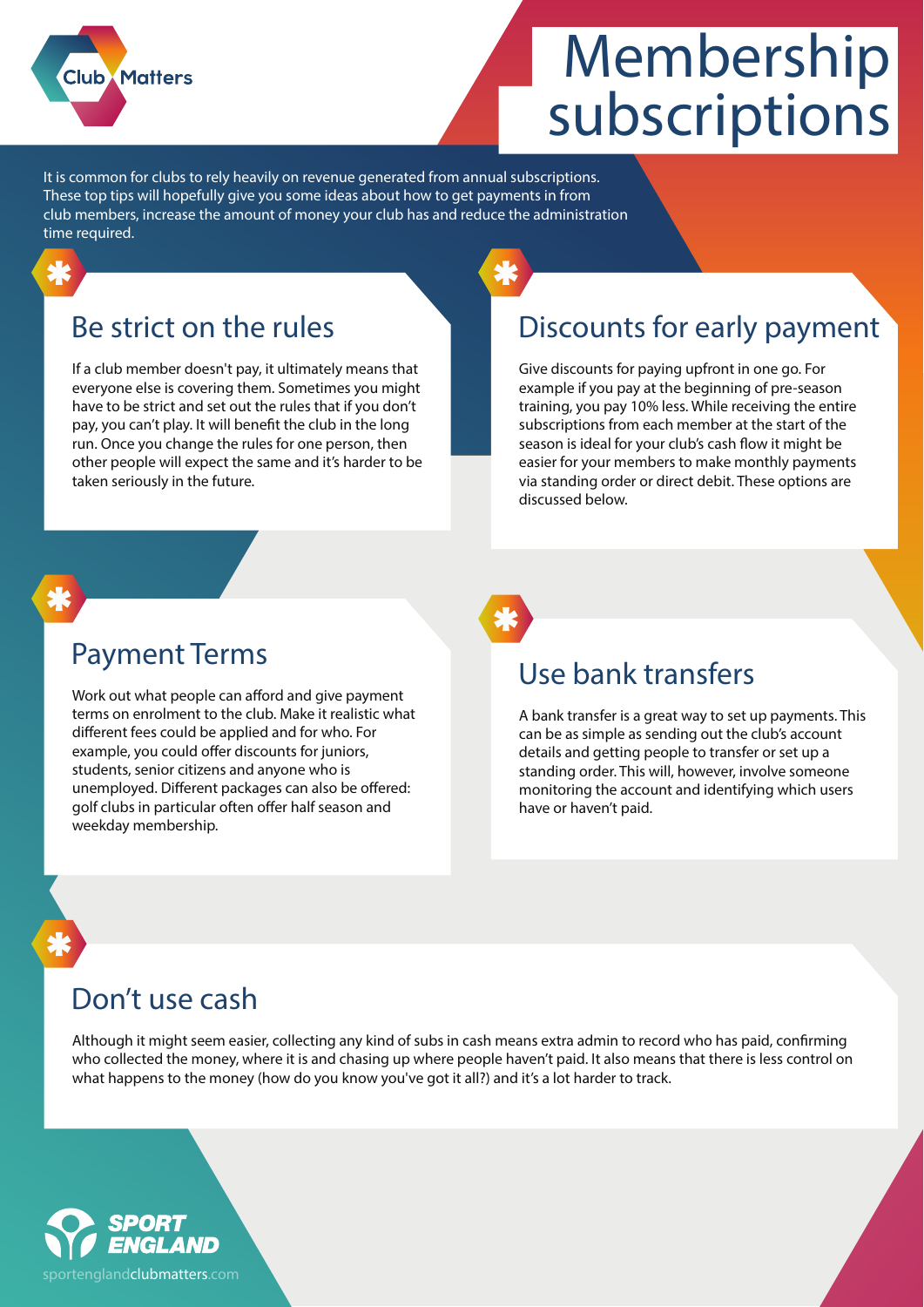# Membership subscriptions

It is common for clubs to rely heavily on revenue generated from annual subscriptions. These top tips will hopefully give you some ideas about how to get payments in from club members, increase the amount of money your club has and reduce the administration time required.

## Be strict on the rules

If a club member doesn't pay, it ultimately means that everyone else is covering them. Sometimes you might have to be strict and set out the rules that if you don't pay, you can't play. It will benefit the club in the long run. Once you change the rules for one person, then other people will expect the same and it's harder to be taken seriously in the future.

## Discounts for early payment

Give discounts for paying upfront in one go. For example if you pay at the beginning of pre-season training, you pay 10% less. While receiving the entire subscriptions from each member at the start of the season is ideal for your club's cash flow it might be easier for your members to make monthly payments via standing order or direct debit. These options are discussed below.

## Payment Terms

Work out what people can afford and give payment terms on enrolment to the club. Make it realistic what different fees could be applied and for who. For example, you could offer discounts for juniors, students, senior citizens and anyone who is unemployed. Different packages can also be offered: golf clubs in particular often offer half season and weekday membership.

## Use bank transfers

A bank transfer is a great way to set up payments. This can be as simple as sending out the club's account details and getting people to transfer or set up a standing order. This will, however, involve someone monitoring the account and identifying which users have or haven't paid.

## Don't use cash

Although it might seem easier, collecting any kind of subs in cash means extra admin to record who has paid, confirming who collected the money, where it is and chasing up where people haven't paid. It also means that there is less control on what happens to the money (how do you know you've got it all?) and it's a lot harder to track.

sportenglandclubmatters.com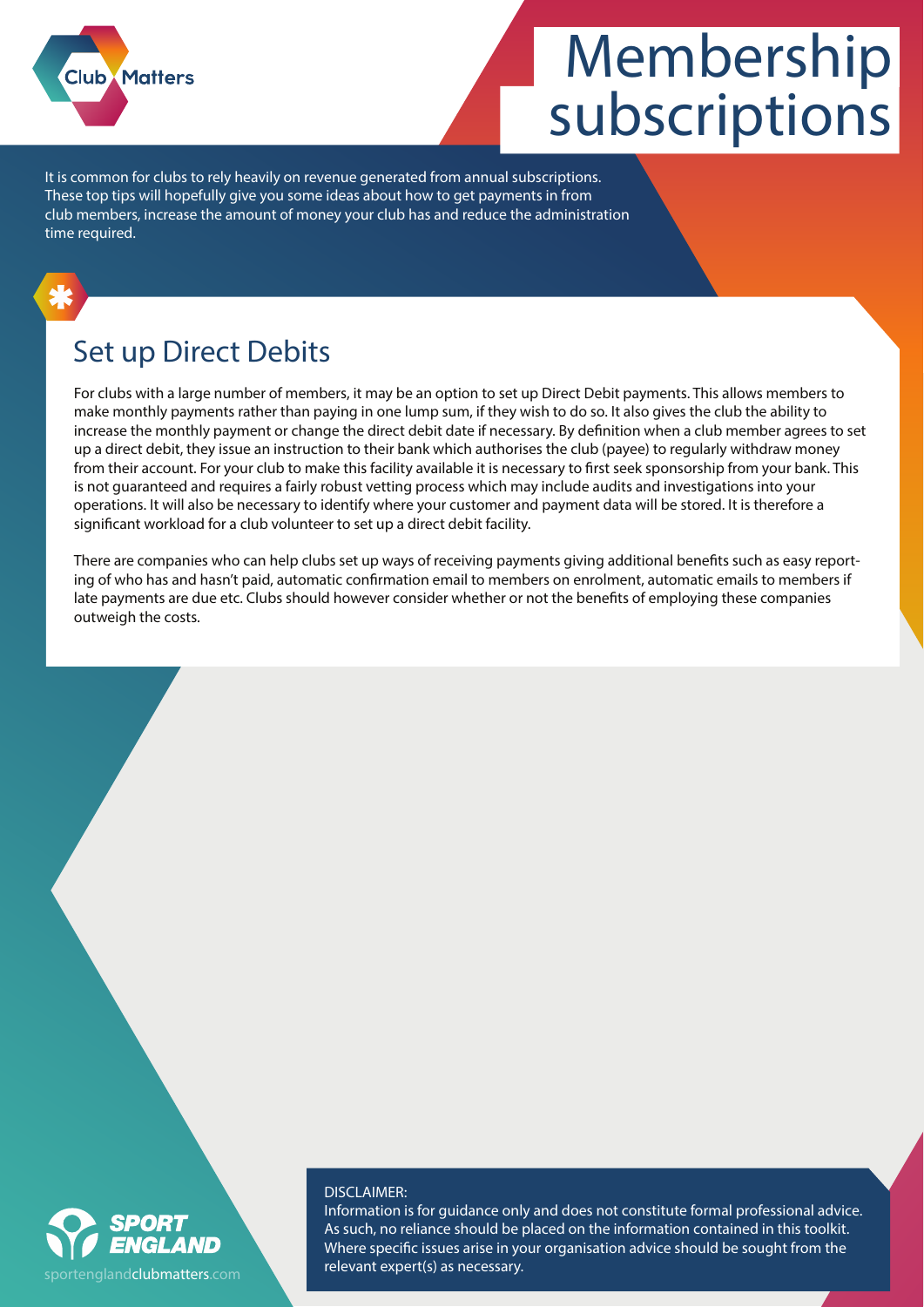# Membership subscriptions

It is common for clubs to rely heavily on revenue generated from annual subscriptions. These top tips will hopefully give you some ideas about how to get payments in from club members, increase the amount of money your club has and reduce the administration time required.

## Set up Direct Debits

For clubs with a large number of members, it may be an option to set up Direct Debit payments. This allows members to make monthly payments rather than paying in one lump sum, if they wish to do so. It also gives the club the ability to increase the monthly payment or change the direct debit date if necessary. By definition when a club member agrees to set up a direct debit, they issue an instruction to their bank which authorises the club (payee) to regularly withdraw money from their account. For your club to make this facility available it is necessary to first seek sponsorship from your bank. This is not guaranteed and requires a fairly robust vetting process which may include audits and investigations into your operations. It will also be necessary to identify where your customer and payment data will be stored. It is therefore a significant workload for a club volunteer to set up a direct debit facility.

There are companies who can help clubs set up ways of receiving payments giving additional benefits such as easy reporting of who has and hasn't paid, automatic confirmation email to members on enrolment, automatic emails to members if late payments are due etc. Clubs should however consider whether or not the benefits of employing these companies outweigh the costs.

DISCLAIMER:
Information is for guidance only and does not constitute formal professional advice. As such, no reliance should be placed on the information contained in this toolkit. Where specific issues arise in your organisation advice should be sought from the relevant expert(s) as necessary.